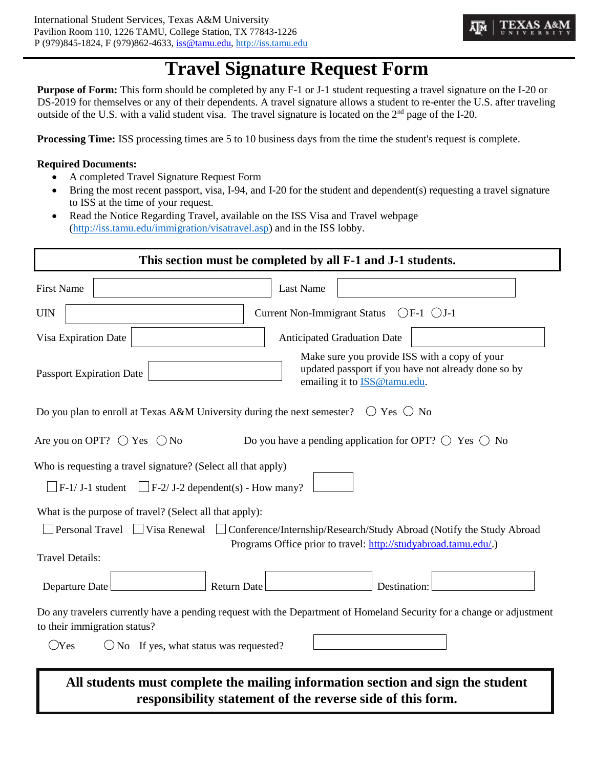International Student Services, Texas A&M University
Pavilion Room 110, 1226 TAMU, College Station, TX 77843-1226
P (979)845-1824, F (979)862-4633, iss@tamu.edu, http://iss.tamu.edu

TEXAS A&M UNIVERSITY

# Travel Signature Request Form

**Purpose of Form:** This form should be completed by any F-1 or J-1 student requesting a travel signature on the I-20 or DS-2019 for themselves or any of their dependents. A travel signature allows a student to re-enter the U.S. after traveling outside of the U.S. with a valid student visa. The travel signature is located on the 2nd page of the I-20.

**Processing Time:** ISS processing times are 5 to 10 business days from the time the student's request is complete.

**Required Documents:**

- A completed Travel Signature Request Form
- Bring the most recent passport, visa, I-94, and I-20 for the student and dependent(s) requesting a travel signature to ISS at the time of your request.
- Read the Notice Regarding Travel, available on the ISS Visa and Travel webpage (http://iss.tamu.edu/immigration/visatravel.asp) and in the ISS lobby.

**This section must be completed by all F-1 and J-1 students.**

First Name ________ Last Name ________

UIN ________ Current Non-Immigrant Status ○ F-1 ○ J-1

Visa Expiration Date ________ Anticipated Graduation Date ________

Passport Expiration Date ________ Make sure you provide ISS with a copy of your updated passport if you have not already done so by emailing it to ISS@tamu.edu.

Do you plan to enroll at Texas A&M University during the next semester? ○ Yes ○ No

Are you on OPT? ○ Yes ○ No Do you have a pending application for OPT? ○ Yes ○ No

Who is requesting a travel signature? (Select all that apply)

☐ F-1/ J-1 student ☐ F-2/ J-2 dependent(s) - How many? ________

What is the purpose of travel? (Select all that apply):

☐ Personal Travel ☐ Visa Renewal ☐ Conference/Internship/Research/Study Abroad (Notify the Study Abroad Programs Office prior to travel: http://studyabroad.tamu.edu/.)

Travel Details:

Departure Date ________ Return Date ________ Destination: ________

Do any travelers currently have a pending request with the Department of Homeland Security for a change or adjustment to their immigration status?

○ Yes ○ No If yes, what status was requested? ________

**All students must complete the mailing information section and sign the student responsibility statement of the reverse side of this form.**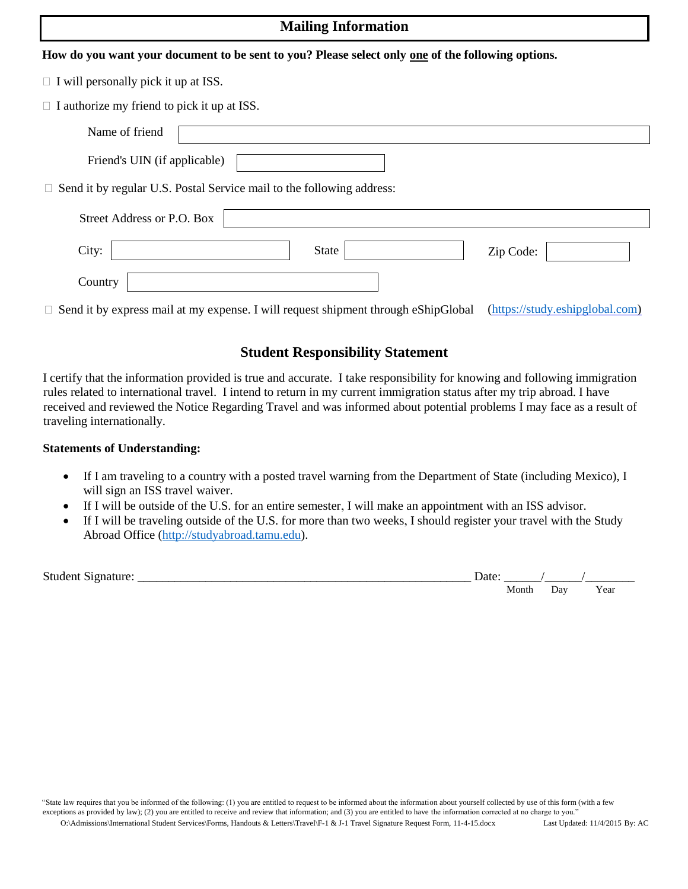## Mailing Information

**How do you want your document to be sent to you? Please select only one of the following options.**

☐ I will personally pick it up at ISS.

☐ I authorize my friend to pick it up at ISS.

Name of friend ____________________

Friend's UIN (if applicable) ____________________

☐ Send it by regular U.S. Postal Service mail to the following address:

Street Address or P.O. Box ____________________

City: ____________________ State ____________________ Zip Code: ____________________

Country ____________________

☐ Send it by express mail at my expense. I will request shipment through eShipGlobal (https://study.eshipglobal.com)

## Student Responsibility Statement

I certify that the information provided is true and accurate. I take responsibility for knowing and following immigration rules related to international travel. I intend to return in my current immigration status after my trip abroad. I have received and reviewed the Notice Regarding Travel and was informed about potential problems I may face as a result of traveling internationally.

**Statements of Understanding:**

- If I am traveling to a country with a posted travel warning from the Department of State (including Mexico), I will sign an ISS travel waiver.
- If I will be outside of the U.S. for an entire semester, I will make an appointment with an ISS advisor.
- If I will be traveling outside of the U.S. for more than two weeks, I should register your travel with the Study Abroad Office (http://studyabroad.tamu.edu).

Student Signature: ________________________________________ Date: ______/______/________
Month Day Year

"State law requires that you be informed of the following: (1) you are entitled to request to be informed about the information about yourself collected by use of this form (with a few exceptions as provided by law); (2) you are entitled to receive and review that information; and (3) you are entitled to have the information corrected at no charge to you."

O:\Admissions\International Student Services\Forms, Handouts & Letters\Travel\F-1 & J-1 Travel Signature Request Form, 11-4-15.docx Last Updated: 11/4/2015 By: AC